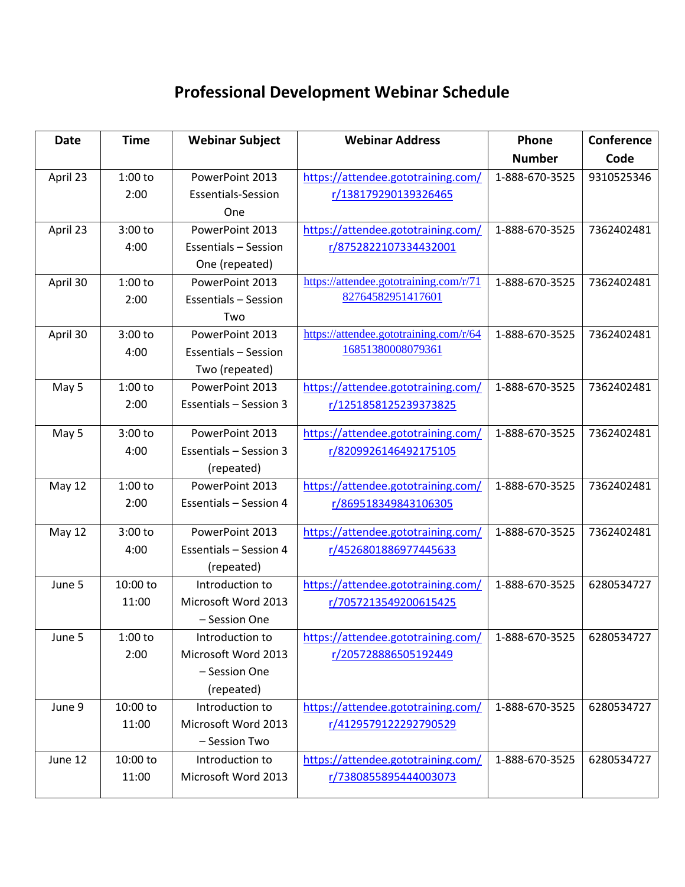# Professional Development Webinar Schedule

| Date | Time | Webinar Subject | Webinar Address | Phone Number | Conference Code |
|---|---|---|---|---|---|
| April 23 | 1:00 to 2:00 | PowerPoint 2013 Essentials-Session One | https://attendee.gototraining.com/r/138179290139326465 | 1-888-670-3525 | 9310525346 |
| April 23 | 3:00 to 4:00 | PowerPoint 2013 Essentials – Session One (repeated) | https://attendee.gototraining.com/r/8752822107334432001 | 1-888-670-3525 | 7362402481 |
| April 30 | 1:00 to 2:00 | PowerPoint 2013 Essentials – Session Two | https://attendee.gototraining.com/r/7182764582951417601 | 1-888-670-3525 | 7362402481 |
| April 30 | 3:00 to 4:00 | PowerPoint 2013 Essentials – Session Two (repeated) | https://attendee.gototraining.com/r/6416851380008079361 | 1-888-670-3525 | 7362402481 |
| May 5 | 1:00 to 2:00 | PowerPoint 2013 Essentials – Session 3 | https://attendee.gototraining.com/r/1251858125239373825 | 1-888-670-3525 | 7362402481 |
| May 5 | 3:00 to 4:00 | PowerPoint 2013 Essentials – Session 3 (repeated) | https://attendee.gototraining.com/r/8209926146492175105 | 1-888-670-3525 | 7362402481 |
| May 12 | 1:00 to 2:00 | PowerPoint 2013 Essentials – Session 4 | https://attendee.gototraining.com/r/869518349843106305 | 1-888-670-3525 | 7362402481 |
| May 12 | 3:00 to 4:00 | PowerPoint 2013 Essentials – Session 4 (repeated) | https://attendee.gototraining.com/r/4526801886977445633 | 1-888-670-3525 | 7362402481 |
| June 5 | 10:00 to 11:00 | Introduction to Microsoft Word 2013 – Session One | https://attendee.gototraining.com/r/7057213549200615425 | 1-888-670-3525 | 6280534727 |
| June 5 | 1:00 to 2:00 | Introduction to Microsoft Word 2013 – Session One (repeated) | https://attendee.gototraining.com/r/205728886505192449 | 1-888-670-3525 | 6280534727 |
| June 9 | 10:00 to 11:00 | Introduction to Microsoft Word 2013 – Session Two | https://attendee.gototraining.com/r/4129579122292790529 | 1-888-670-3525 | 6280534727 |
| June 12 | 10:00 to 11:00 | Introduction to Microsoft Word 2013 | https://attendee.gototraining.com/r/7380855895444003073 | 1-888-670-3525 | 6280534727 |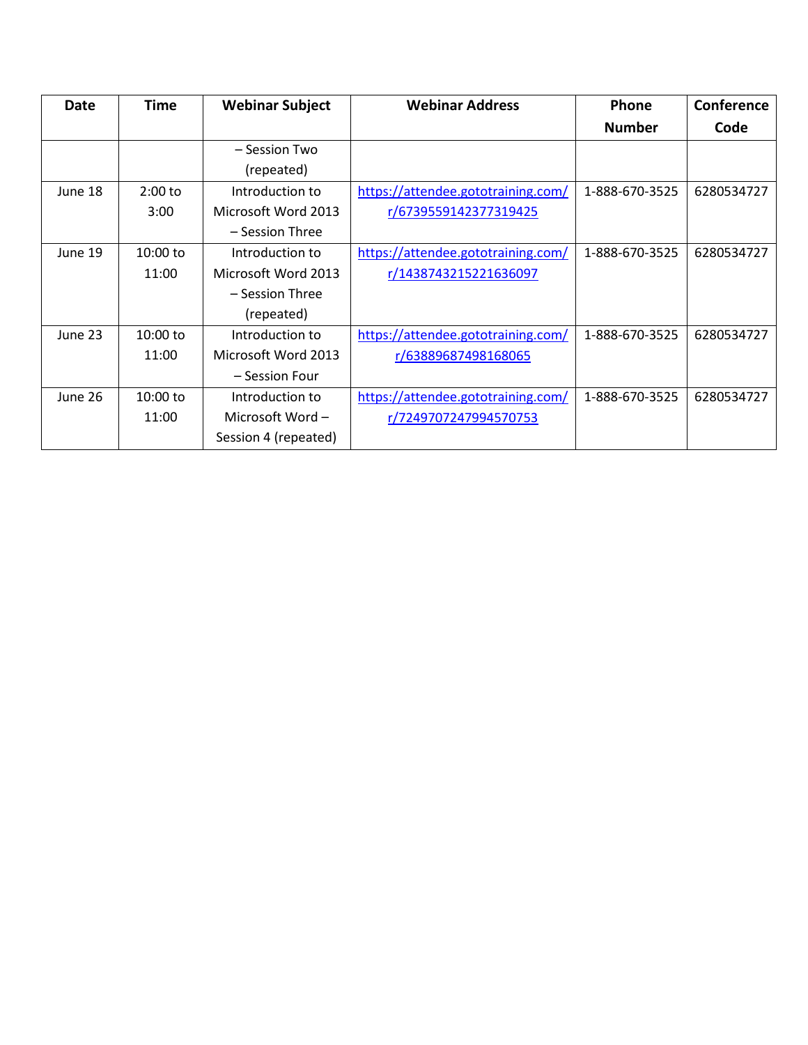| Date | Time | Webinar Subject | Webinar Address | Phone Number | Conference Code |
|---|---|---|---|---|---|
| | | – Session Two (repeated) | | | |
| June 18 | 2:00 to 3:00 | Introduction to Microsoft Word 2013 – Session Three | https://attendee.gototraining.com/r/6739559142377319425 | 1-888-670-3525 | 6280534727 |
| June 19 | 10:00 to 11:00 | Introduction to Microsoft Word 2013 – Session Three (repeated) | https://attendee.gototraining.com/r/1438743215221636097 | 1-888-670-3525 | 6280534727 |
| June 23 | 10:00 to 11:00 | Introduction to Microsoft Word 2013 – Session Four | https://attendee.gototraining.com/r/63889687498168065 | 1-888-670-3525 | 6280534727 |
| June 26 | 10:00 to 11:00 | Introduction to Microsoft Word – Session 4 (repeated) | https://attendee.gototraining.com/r/7249707247994570753 | 1-888-670-3525 | 6280534727 |